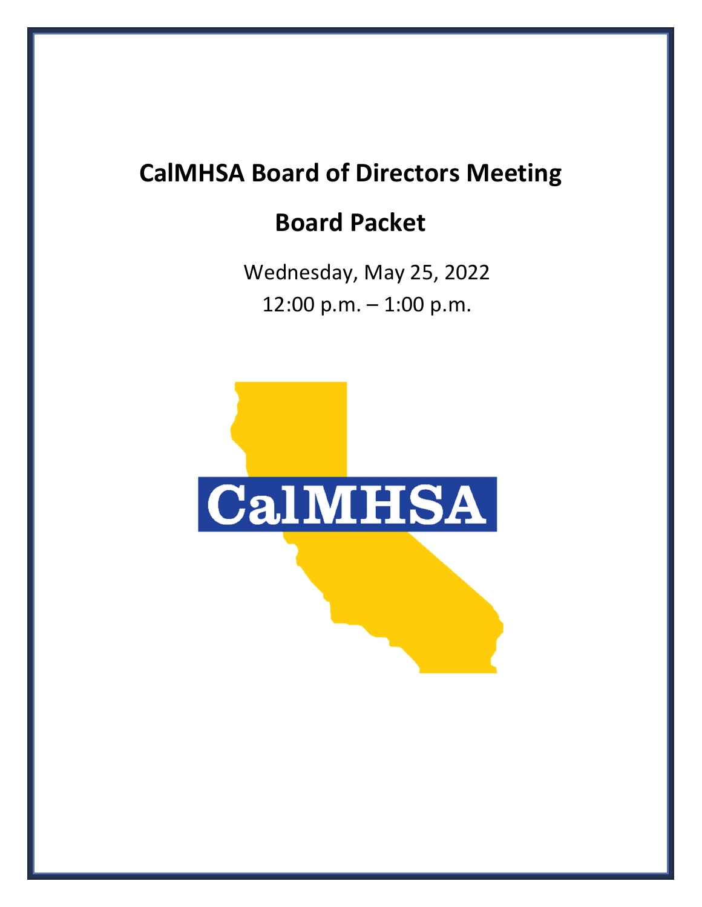# CalMHSA Board of Directors Meeting

## Board Packet

Wednesday, May 25, 2022

12:00 p.m. – 1:00 p.m.

CalMHSA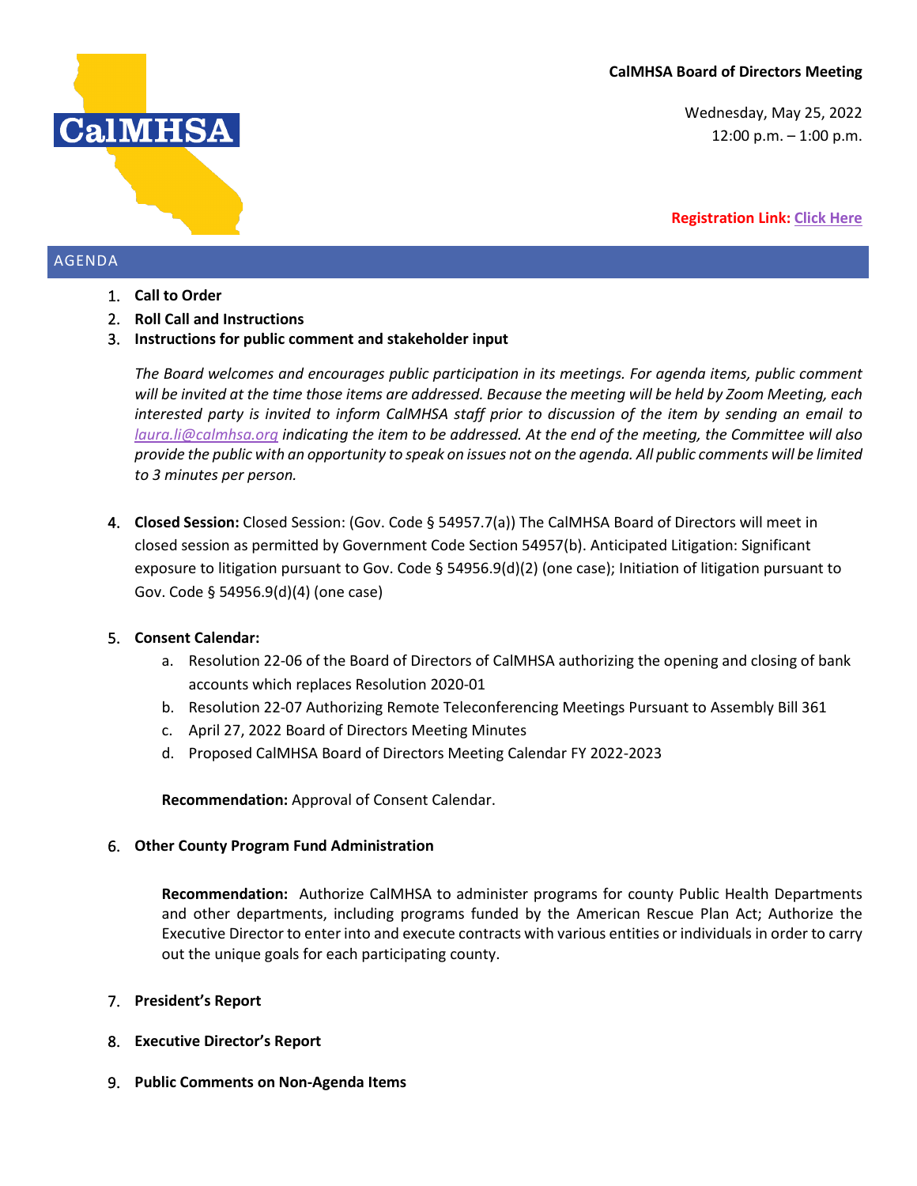**CalMHSA Board of Directors Meeting**

Wednesday, May 25, 2022
12:00 p.m. – 1:00 p.m.

**Registration Link: Click Here**

## AGENDA

1. **Call to Order**
2. **Roll Call and Instructions**
3. **Instructions for public comment and stakeholder input**

   *The Board welcomes and encourages public participation in its meetings. For agenda items, public comment will be invited at the time those items are addressed. Because the meeting will be held by Zoom Meeting, each interested party is invited to inform CalMHSA staff prior to discussion of the item by sending an email to laura.li@calmhsa.org indicating the item to be addressed. At the end of the meeting, the Committee will also provide the public with an opportunity to speak on issues not on the agenda. All public comments will be limited to 3 minutes per person.*

4. **Closed Session:** Closed Session: (Gov. Code § 54957.7(a)) The CalMHSA Board of Directors will meet in closed session as permitted by Government Code Section 54957(b). Anticipated Litigation: Significant exposure to litigation pursuant to Gov. Code § 54956.9(d)(2) (one case); Initiation of litigation pursuant to Gov. Code § 54956.9(d)(4) (one case)

5. **Consent Calendar:**
   a. Resolution 22-06 of the Board of Directors of CalMHSA authorizing the opening and closing of bank accounts which replaces Resolution 2020-01
   b. Resolution 22-07 Authorizing Remote Teleconferencing Meetings Pursuant to Assembly Bill 361
   c. April 27, 2022 Board of Directors Meeting Minutes
   d. Proposed CalMHSA Board of Directors Meeting Calendar FY 2022-2023

   **Recommendation:** Approval of Consent Calendar.

6. **Other County Program Fund Administration**

   **Recommendation:** Authorize CalMHSA to administer programs for county Public Health Departments and other departments, including programs funded by the American Rescue Plan Act; Authorize the Executive Director to enter into and execute contracts with various entities or individuals in order to carry out the unique goals for each participating county.

7. **President's Report**

8. **Executive Director's Report**

9. **Public Comments on Non-Agenda Items**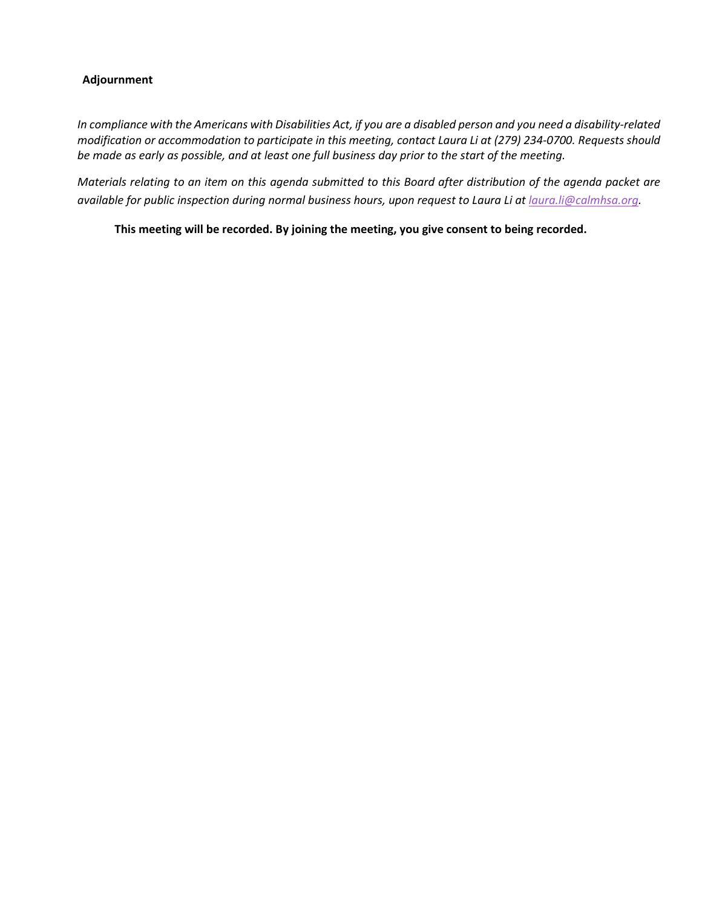**Adjournment**

*In compliance with the Americans with Disabilities Act, if you are a disabled person and you need a disability-related modification or accommodation to participate in this meeting, contact Laura Li at (279) 234-0700. Requests should be made as early as possible, and at least one full business day prior to the start of the meeting.*

*Materials relating to an item on this agenda submitted to this Board after distribution of the agenda packet are available for public inspection during normal business hours, upon request to Laura Li at [laura.li@calmhsa.org](mailto:laura.li@calmhsa.org).*

**This meeting will be recorded. By joining the meeting, you give consent to being recorded.**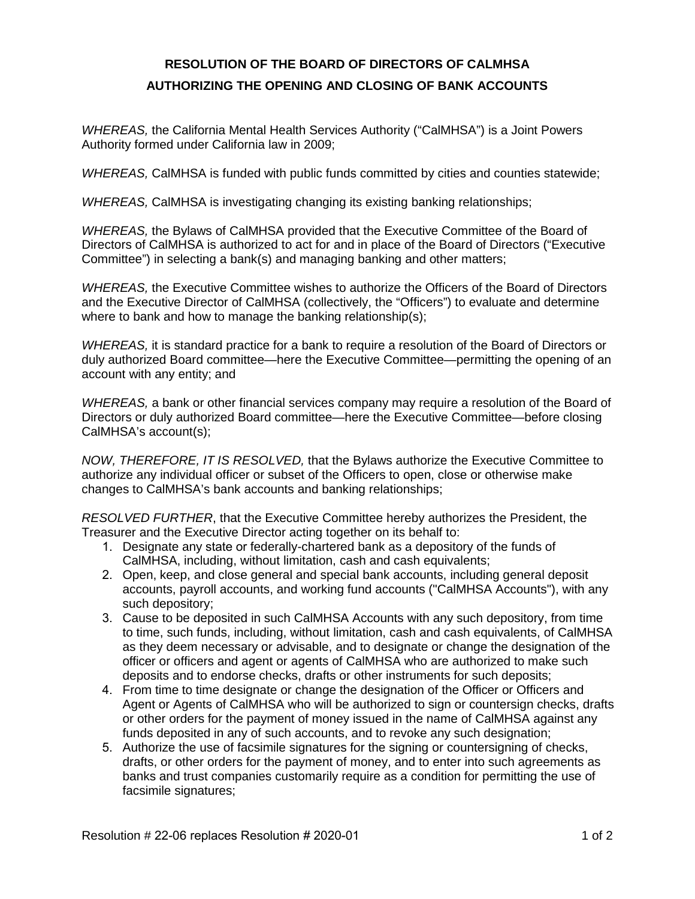# RESOLUTION OF THE BOARD OF DIRECTORS OF CALMHSA
# AUTHORIZING THE OPENING AND CLOSING OF BANK ACCOUNTS

*WHEREAS,* the California Mental Health Services Authority ("CalMHSA") is a Joint Powers Authority formed under California law in 2009;

*WHEREAS,* CalMHSA is funded with public funds committed by cities and counties statewide;

*WHEREAS,* CalMHSA is investigating changing its existing banking relationships;

*WHEREAS,* the Bylaws of CalMHSA provided that the Executive Committee of the Board of Directors of CalMHSA is authorized to act for and in place of the Board of Directors ("Executive Committee") in selecting a bank(s) and managing banking and other matters;

*WHEREAS,* the Executive Committee wishes to authorize the Officers of the Board of Directors and the Executive Director of CalMHSA (collectively, the "Officers") to evaluate and determine where to bank and how to manage the banking relationship(s);

*WHEREAS,* it is standard practice for a bank to require a resolution of the Board of Directors or duly authorized Board committee—here the Executive Committee—permitting the opening of an account with any entity; and

*WHEREAS,* a bank or other financial services company may require a resolution of the Board of Directors or duly authorized Board committee—here the Executive Committee—before closing CalMHSA's account(s);

*NOW, THEREFORE, IT IS RESOLVED,* that the Bylaws authorize the Executive Committee to authorize any individual officer or subset of the Officers to open, close or otherwise make changes to CalMHSA's bank accounts and banking relationships;

*RESOLVED FURTHER*, that the Executive Committee hereby authorizes the President, the Treasurer and the Executive Director acting together on its behalf to:

1. Designate any state or federally-chartered bank as a depository of the funds of CalMHSA, including, without limitation, cash and cash equivalents;
2. Open, keep, and close general and special bank accounts, including general deposit accounts, payroll accounts, and working fund accounts ("CalMHSA Accounts"), with any such depository;
3. Cause to be deposited in such CalMHSA Accounts with any such depository, from time to time, such funds, including, without limitation, cash and cash equivalents, of CalMHSA as they deem necessary or advisable, and to designate or change the designation of the officer or officers and agent or agents of CalMHSA who are authorized to make such deposits and to endorse checks, drafts or other instruments for such deposits;
4. From time to time designate or change the designation of the Officer or Officers and Agent or Agents of CalMHSA who will be authorized to sign or countersign checks, drafts or other orders for the payment of money issued in the name of CalMHSA against any funds deposited in any of such accounts, and to revoke any such designation;
5. Authorize the use of facsimile signatures for the signing or countersigning of checks, drafts, or other orders for the payment of money, and to enter into such agreements as banks and trust companies customarily require as a condition for permitting the use of facsimile signatures;

Resolution # 22-06 replaces Resolution # 2020-01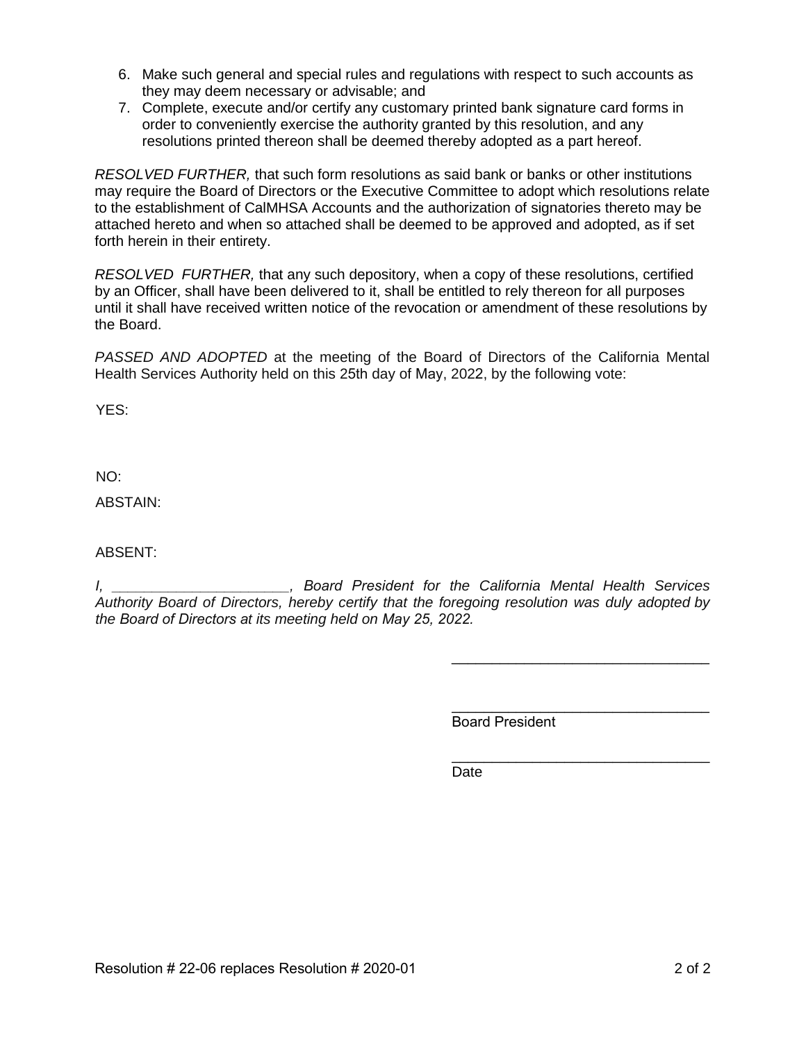6. Make such general and special rules and regulations with respect to such accounts as they may deem necessary or advisable; and
7. Complete, execute and/or certify any customary printed bank signature card forms in order to conveniently exercise the authority granted by this resolution, and any resolutions printed thereon shall be deemed thereby adopted as a part hereof.

*RESOLVED FURTHER,* that such form resolutions as said bank or banks or other institutions may require the Board of Directors or the Executive Committee to adopt which resolutions relate to the establishment of CalMHSA Accounts and the authorization of signatories thereto may be attached hereto and when so attached shall be deemed to be approved and adopted, as if set forth herein in their entirety.

*RESOLVED FURTHER,* that any such depository, when a copy of these resolutions, certified by an Officer, shall have been delivered to it, shall be entitled to rely thereon for all purposes until it shall have received written notice of the revocation or amendment of these resolutions by the Board.

*PASSED AND ADOPTED* at the meeting of the Board of Directors of the California Mental Health Services Authority held on this 25th day of May, 2022, by the following vote:

YES:

NO:

ABSTAIN:

ABSENT:

*I, ______________________, Board President for the California Mental Health Services Authority Board of Directors, hereby certify that the foregoing resolution was duly adopted by the Board of Directors at its meeting held on May 25, 2022.*

________________________________

________________________________
Board President

________________________________
Date

Resolution # 22-06 replaces Resolution # 2020-01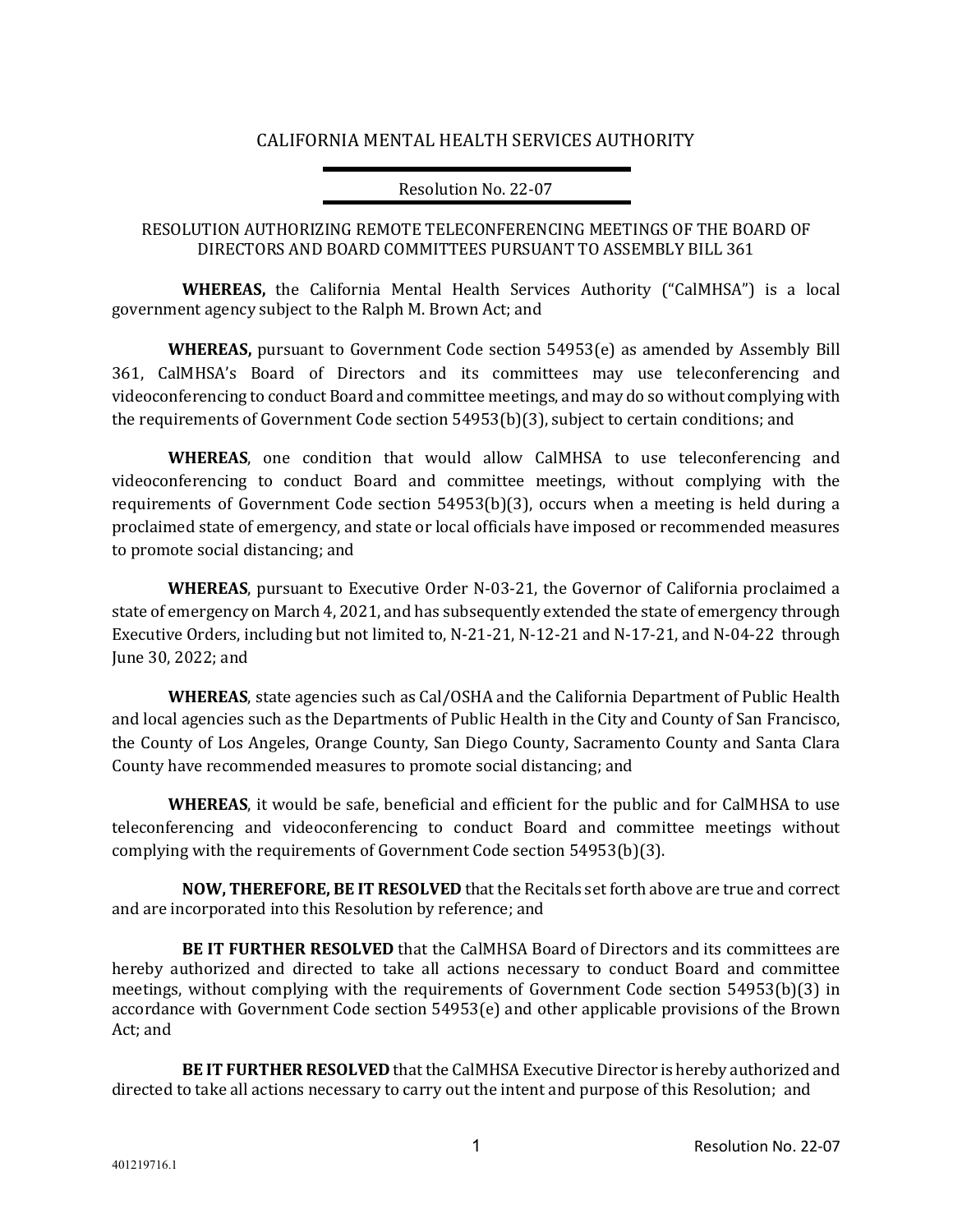CALIFORNIA MENTAL HEALTH SERVICES AUTHORITY

Resolution No. 22-07

RESOLUTION AUTHORIZING REMOTE TELECONFERENCING MEETINGS OF THE BOARD OF DIRECTORS AND BOARD COMMITTEES PURSUANT TO ASSEMBLY BILL 361

**WHEREAS,** the California Mental Health Services Authority ("CalMHSA") is a local government agency subject to the Ralph M. Brown Act; and

**WHEREAS,** pursuant to Government Code section 54953(e) as amended by Assembly Bill 361, CalMHSA's Board of Directors and its committees may use teleconferencing and videoconferencing to conduct Board and committee meetings, and may do so without complying with the requirements of Government Code section 54953(b)(3), subject to certain conditions; and

**WHEREAS**, one condition that would allow CalMHSA to use teleconferencing and videoconferencing to conduct Board and committee meetings, without complying with the requirements of Government Code section 54953(b)(3), occurs when a meeting is held during a proclaimed state of emergency, and state or local officials have imposed or recommended measures to promote social distancing; and

**WHEREAS**, pursuant to Executive Order N-03-21, the Governor of California proclaimed a state of emergency on March 4, 2021, and has subsequently extended the state of emergency through Executive Orders, including but not limited to, N-21-21, N-12-21 and N-17-21, and N-04-22 through June 30, 2022; and

**WHEREAS**, state agencies such as Cal/OSHA and the California Department of Public Health and local agencies such as the Departments of Public Health in the City and County of San Francisco, the County of Los Angeles, Orange County, San Diego County, Sacramento County and Santa Clara County have recommended measures to promote social distancing; and

**WHEREAS**, it would be safe, beneficial and efficient for the public and for CalMHSA to use teleconferencing and videoconferencing to conduct Board and committee meetings without complying with the requirements of Government Code section 54953(b)(3).

**NOW, THEREFORE, BE IT RESOLVED** that the Recitals set forth above are true and correct and are incorporated into this Resolution by reference; and

**BE IT FURTHER RESOLVED** that the CalMHSA Board of Directors and its committees are hereby authorized and directed to take all actions necessary to conduct Board and committee meetings, without complying with the requirements of Government Code section 54953(b)(3) in accordance with Government Code section 54953(e) and other applicable provisions of the Brown Act; and

**BE IT FURTHER RESOLVED** that the CalMHSA Executive Director is hereby authorized and directed to take all actions necessary to carry out the intent and purpose of this Resolution; and

401219716.1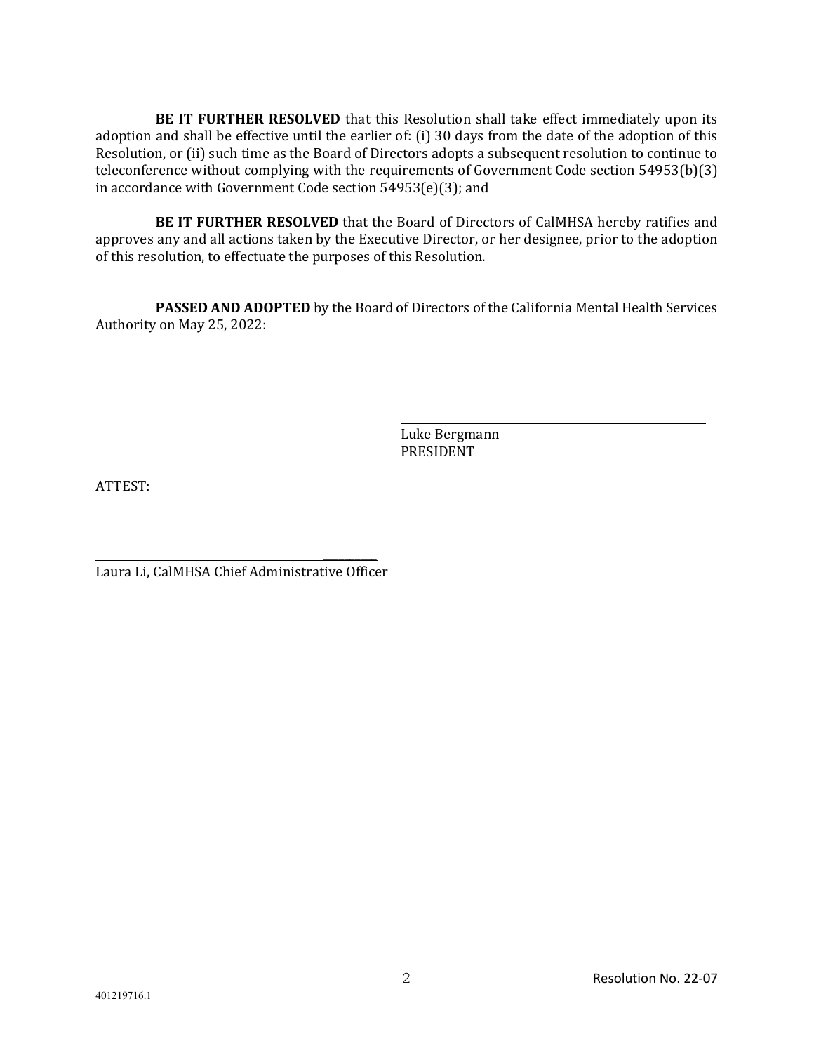**BE IT FURTHER RESOLVED** that this Resolution shall take effect immediately upon its adoption and shall be effective until the earlier of: (i) 30 days from the date of the adoption of this Resolution, or (ii) such time as the Board of Directors adopts a subsequent resolution to continue to teleconference without complying with the requirements of Government Code section 54953(b)(3) in accordance with Government Code section 54953(e)(3); and

**BE IT FURTHER RESOLVED** that the Board of Directors of CalMHSA hereby ratifies and approves any and all actions taken by the Executive Director, or her designee, prior to the adoption of this resolution, to effectuate the purposes of this Resolution.

**PASSED AND ADOPTED** by the Board of Directors of the California Mental Health Services Authority on May 25, 2022:

\_\_\_\_\_\_\_\_\_\_\_\_\_\_\_\_\_\_\_\_\_\_\_\_\_\_\_\_\_\_\_\_\_\_\_\_\_\_\_\_

Luke Bergmann
PRESIDENT

ATTEST:

\_\_\_\_\_\_\_\_\_\_\_\_\_\_\_\_\_\_\_\_\_\_\_\_\_\_\_\_\_\_\_\_\_\_\_\_\_\_\_\_

Laura Li, CalMHSA Chief Administrative Officer

Resolution No. 22-07

401219716.1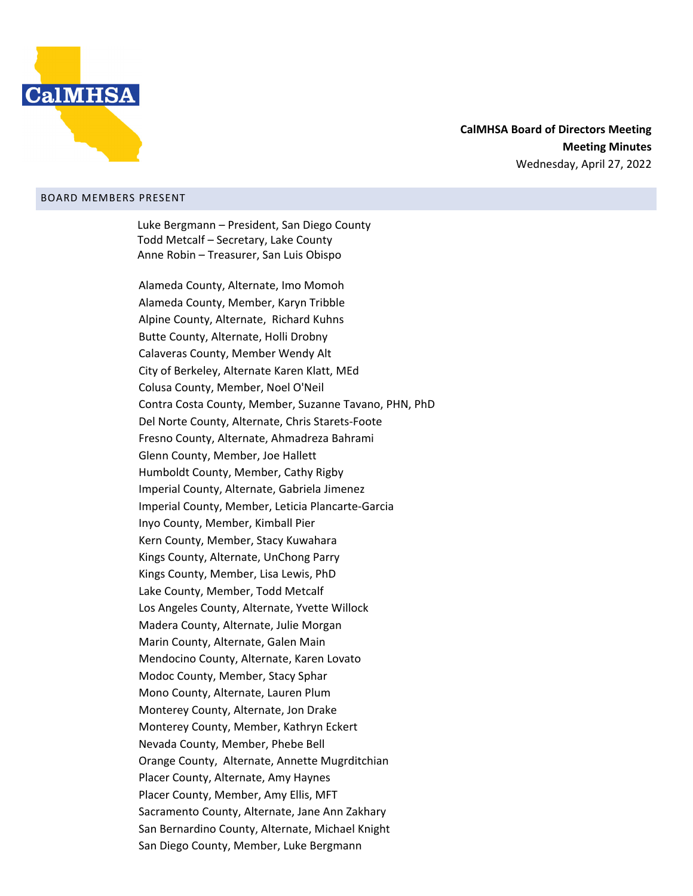**CalMHSA Board of Directors Meeting**
**Meeting Minutes**
Wednesday, April 27, 2022

## BOARD MEMBERS PRESENT

Luke Bergmann – President, San Diego County
Todd Metcalf – Secretary, Lake County
Anne Robin – Treasurer, San Luis Obispo

Alameda County, Alternate, Imo Momoh
Alameda County, Member, Karyn Tribble
Alpine County, Alternate, Richard Kuhns
Butte County, Alternate, Holli Drobny
Calaveras County, Member Wendy Alt
City of Berkeley, Alternate Karen Klatt, MEd
Colusa County, Member, Noel O'Neil
Contra Costa County, Member, Suzanne Tavano, PHN, PhD
Del Norte County, Alternate, Chris Starets-Foote
Fresno County, Alternate, Ahmadreza Bahrami
Glenn County, Member, Joe Hallett
Humboldt County, Member, Cathy Rigby
Imperial County, Alternate, Gabriela Jimenez
Imperial County, Member, Leticia Plancarte-Garcia
Inyo County, Member, Kimball Pier
Kern County, Member, Stacy Kuwahara
Kings County, Alternate, UnChong Parry
Kings County, Member, Lisa Lewis, PhD
Lake County, Member, Todd Metcalf
Los Angeles County, Alternate, Yvette Willock
Madera County, Alternate, Julie Morgan
Marin County, Alternate, Galen Main
Mendocino County, Alternate, Karen Lovato
Modoc County, Member, Stacy Sphar
Mono County, Alternate, Lauren Plum
Monterey County, Alternate, Jon Drake
Monterey County, Member, Kathryn Eckert
Nevada County, Member, Phebe Bell
Orange County, Alternate, Annette Mugrditchian
Placer County, Alternate, Amy Haynes
Placer County, Member, Amy Ellis, MFT
Sacramento County, Alternate, Jane Ann Zakhary
San Bernardino County, Alternate, Michael Knight
San Diego County, Member, Luke Bergmann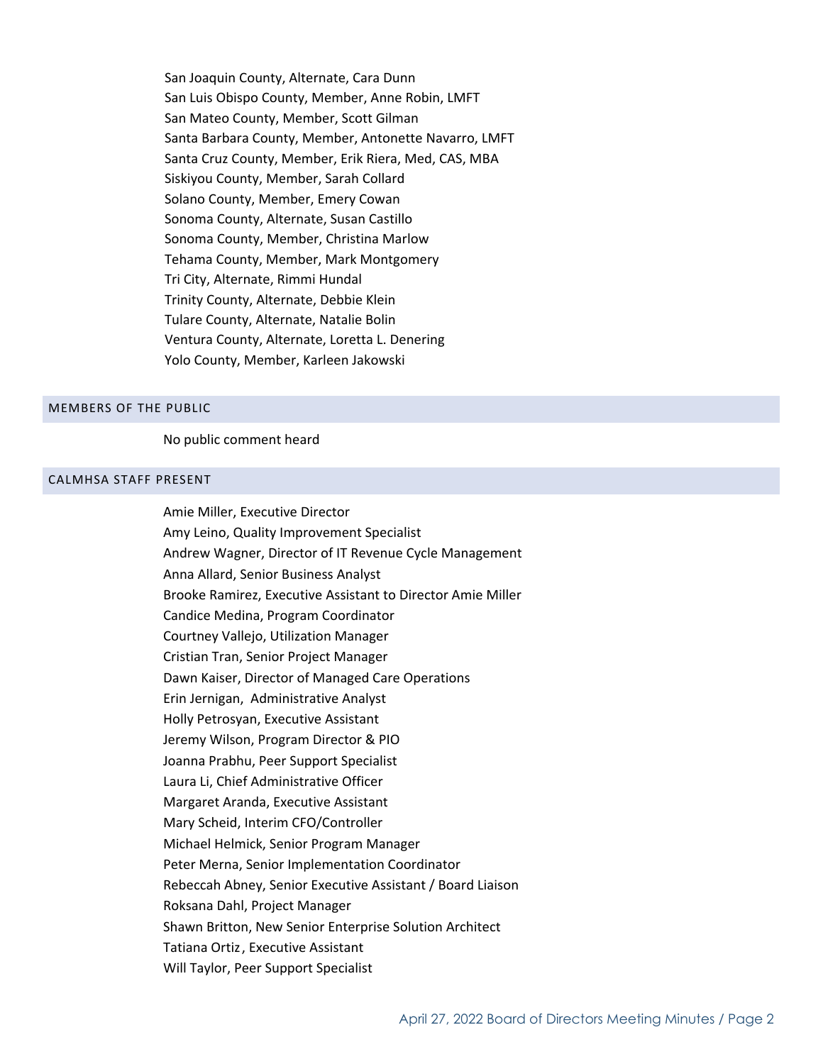San Joaquin County, Alternate, Cara Dunn
San Luis Obispo County, Member, Anne Robin, LMFT
San Mateo County, Member, Scott Gilman
Santa Barbara County, Member, Antonette Navarro, LMFT
Santa Cruz County, Member, Erik Riera, Med, CAS, MBA
Siskiyou County, Member, Sarah Collard
Solano County, Member, Emery Cowan
Sonoma County, Alternate, Susan Castillo
Sonoma County, Member, Christina Marlow
Tehama County, Member, Mark Montgomery
Tri City, Alternate, Rimmi Hundal
Trinity County, Alternate, Debbie Klein
Tulare County, Alternate, Natalie Bolin
Ventura County, Alternate, Loretta L. Denering
Yolo County, Member, Karleen Jakowski

## MEMBERS OF THE PUBLIC

No public comment heard

## CALMHSA STAFF PRESENT

Amie Miller, Executive Director
Amy Leino, Quality Improvement Specialist
Andrew Wagner, Director of IT Revenue Cycle Management
Anna Allard, Senior Business Analyst
Brooke Ramirez, Executive Assistant to Director Amie Miller
Candice Medina, Program Coordinator
Courtney Vallejo, Utilization Manager
Cristian Tran, Senior Project Manager
Dawn Kaiser, Director of Managed Care Operations
Erin Jernigan, Administrative Analyst
Holly Petrosyan, Executive Assistant
Jeremy Wilson, Program Director & PIO
Joanna Prabhu, Peer Support Specialist
Laura Li, Chief Administrative Officer
Margaret Aranda, Executive Assistant
Mary Scheid, Interim CFO/Controller
Michael Helmick, Senior Program Manager
Peter Merna, Senior Implementation Coordinator
Rebeccah Abney, Senior Executive Assistant / Board Liaison
Roksana Dahl, Project Manager
Shawn Britton, New Senior Enterprise Solution Architect
Tatiana Ortiz, Executive Assistant
Will Taylor, Peer Support Specialist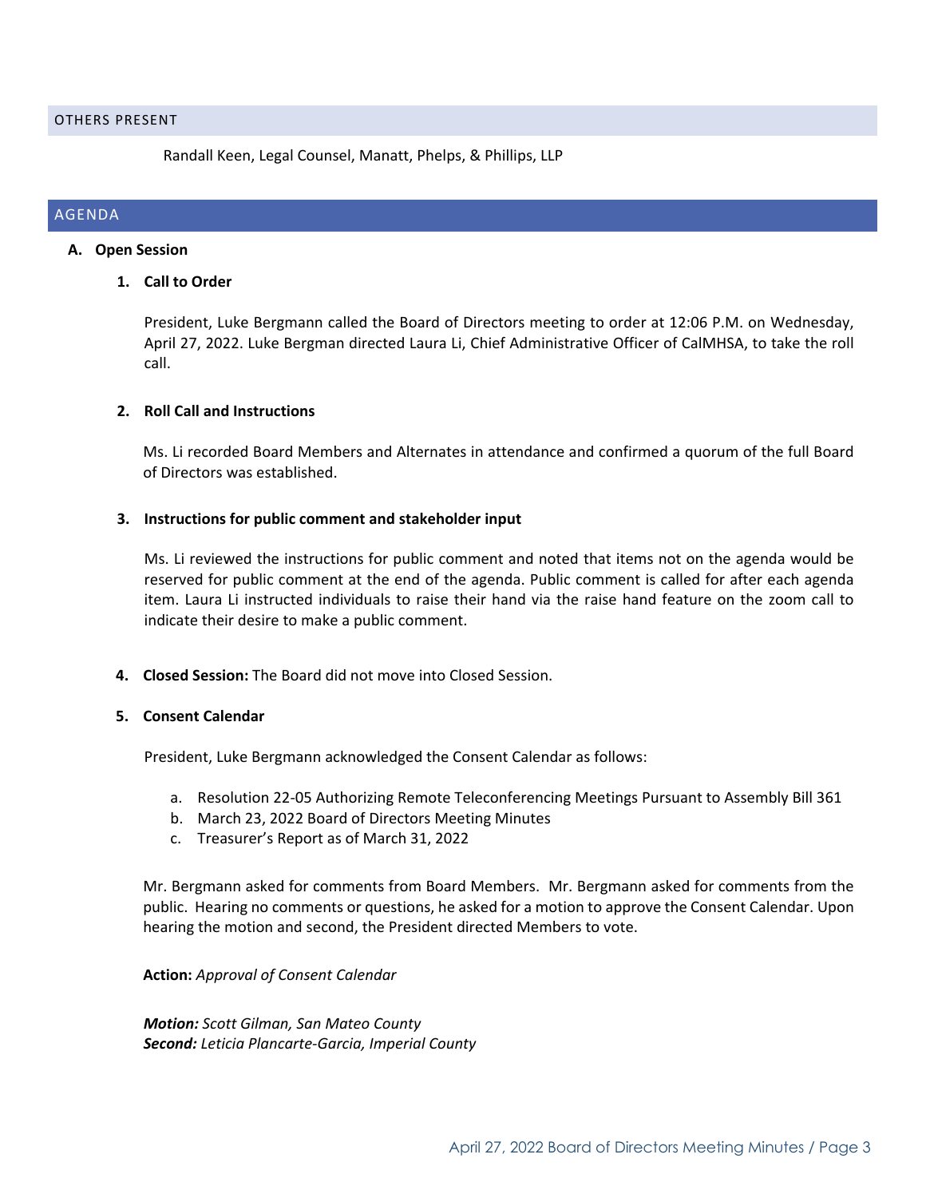## OTHERS PRESENT

Randall Keen, Legal Counsel, Manatt, Phelps, & Phillips, LLP

## AGENDA

### A. Open Session

#### 1. Call to Order

President, Luke Bergmann called the Board of Directors meeting to order at 12:06 P.M. on Wednesday, April 27, 2022. Luke Bergman directed Laura Li, Chief Administrative Officer of CalMHSA, to take the roll call.

#### 2. Roll Call and Instructions

Ms. Li recorded Board Members and Alternates in attendance and confirmed a quorum of the full Board of Directors was established.

#### 3. Instructions for public comment and stakeholder input

Ms. Li reviewed the instructions for public comment and noted that items not on the agenda would be reserved for public comment at the end of the agenda. Public comment is called for after each agenda item. Laura Li instructed individuals to raise their hand via the raise hand feature on the zoom call to indicate their desire to make a public comment.

#### 4. **Closed Session:** The Board did not move into Closed Session.

#### 5. Consent Calendar

President, Luke Bergmann acknowledged the Consent Calendar as follows:

a. Resolution 22-05 Authorizing Remote Teleconferencing Meetings Pursuant to Assembly Bill 361
b. March 23, 2022 Board of Directors Meeting Minutes
c. Treasurer's Report as of March 31, 2022

Mr. Bergmann asked for comments from Board Members. Mr. Bergmann asked for comments from the public. Hearing no comments or questions, he asked for a motion to approve the Consent Calendar. Upon hearing the motion and second, the President directed Members to vote.

**Action:** *Approval of Consent Calendar*

***Motion:*** *Scott Gilman, San Mateo County*
***Second:*** *Leticia Plancarte-Garcia, Imperial County*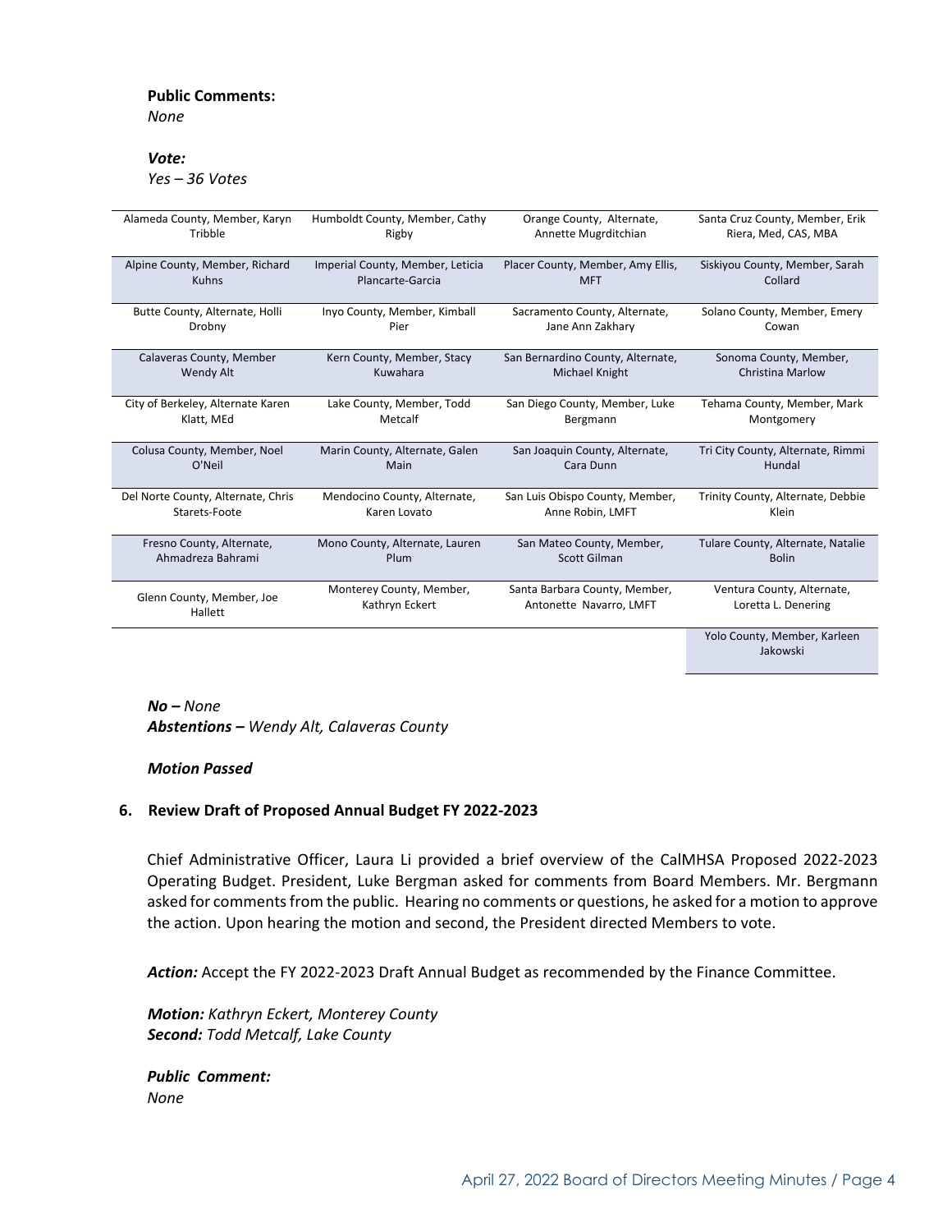**Public Comments:**
*None*

***Vote:***
*Yes – 36 Votes*

| | | | |
|---|---|---|---|
| Alameda County, Member, Karyn Tribble | Humboldt County, Member, Cathy Rigby | Orange County, Alternate, Annette Mugrditchian | Santa Cruz County, Member, Erik Riera, Med, CAS, MBA |
| Alpine County, Member, Richard Kuhns | Imperial County, Member, Leticia Plancarte-Garcia | Placer County, Member, Amy Ellis, MFT | Siskiyou County, Member, Sarah Collard |
| Butte County, Alternate, Holli Drobny | Inyo County, Member, Kimball Pier | Sacramento County, Alternate, Jane Ann Zakhary | Solano County, Member, Emery Cowan |
| Calaveras County, Member Wendy Alt | Kern County, Member, Stacy Kuwahara | San Bernardino County, Alternate, Michael Knight | Sonoma County, Member, Christina Marlow |
| City of Berkeley, Alternate Karen Klatt, MEd | Lake County, Member, Todd Metcalf | San Diego County, Member, Luke Bergmann | Tehama County, Member, Mark Montgomery |
| Colusa County, Member, Noel O'Neil | Marin County, Alternate, Galen Main | San Joaquin County, Alternate, Cara Dunn | Tri City County, Alternate, Rimmi Hundal |
| Del Norte County, Alternate, Chris Starets-Foote | Mendocino County, Alternate, Karen Lovato | San Luis Obispo County, Member, Anne Robin, LMFT | Trinity County, Alternate, Debbie Klein |
| Fresno County, Alternate, Ahmadreza Bahrami | Mono County, Alternate, Lauren Plum | San Mateo County, Member, Scott Gilman | Tulare County, Alternate, Natalie Bolin |
| Glenn County, Member, Joe Hallett | Monterey County, Member, Kathryn Eckert | Santa Barbara County, Member, Antonette Navarro, LMFT | Ventura County, Alternate, Loretta L. Denering |
| | | | Yolo County, Member, Karleen Jakowski |

***No –** None*
***Abstentions –** Wendy Alt, Calaveras County*

***Motion Passed***

## 6. Review Draft of Proposed Annual Budget FY 2022-2023

Chief Administrative Officer, Laura Li provided a brief overview of the CalMHSA Proposed 2022-2023 Operating Budget. President, Luke Bergman asked for comments from Board Members. Mr. Bergmann asked for comments from the public. Hearing no comments or questions, he asked for a motion to approve the action. Upon hearing the motion and second, the President directed Members to vote.

***Action:*** Accept the FY 2022-2023 Draft Annual Budget as recommended by the Finance Committee.

***Motion:** Kathryn Eckert, Monterey County*
***Second:** Todd Metcalf, Lake County*

***Public Comment:***
*None*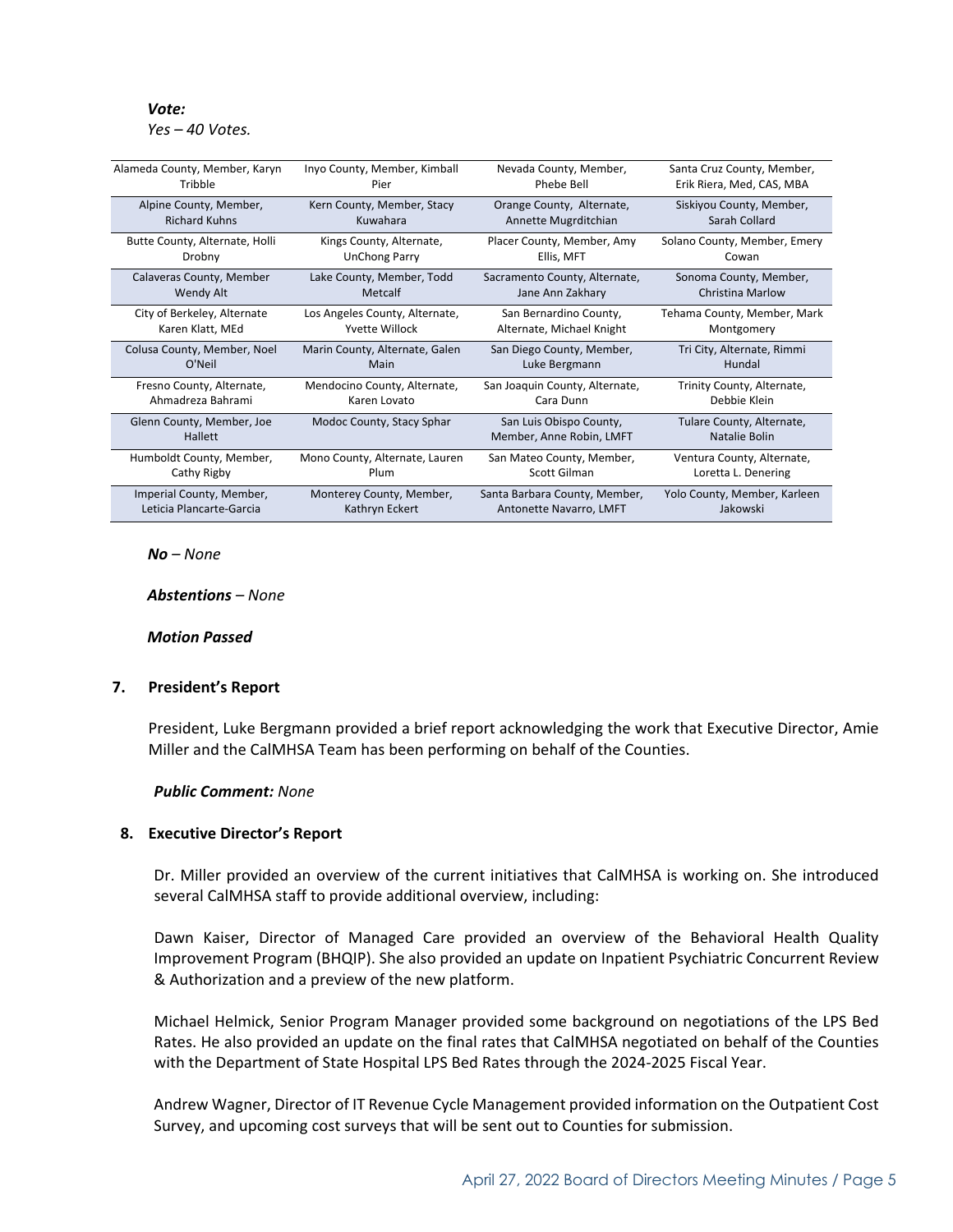***Vote:***
*Yes – 40 Votes.*

| | | | |
|---|---|---|---|
| Alameda County, Member, Karyn Tribble | Inyo County, Member, Kimball Pier | Nevada County, Member, Phebe Bell | Santa Cruz County, Member, Erik Riera, Med, CAS, MBA |
| Alpine County, Member, Richard Kuhns | Kern County, Member, Stacy Kuwahara | Orange County, Alternate, Annette Mugrditchian | Siskiyou County, Member, Sarah Collard |
| Butte County, Alternate, Holli Drobny | Kings County, Alternate, UnChong Parry | Placer County, Member, Amy Ellis, MFT | Solano County, Member, Emery Cowan |
| Calaveras County, Member Wendy Alt | Lake County, Member, Todd Metcalf | Sacramento County, Alternate, Jane Ann Zakhary | Sonoma County, Member, Christina Marlow |
| City of Berkeley, Alternate Karen Klatt, MEd | Los Angeles County, Alternate, Yvette Willock | San Bernardino County, Alternate, Michael Knight | Tehama County, Member, Mark Montgomery |
| Colusa County, Member, Noel O'Neil | Marin County, Alternate, Galen Main | San Diego County, Member, Luke Bergmann | Tri City, Alternate, Rimmi Hundal |
| Fresno County, Alternate, Ahmadreza Bahrami | Mendocino County, Alternate, Karen Lovato | San Joaquin County, Alternate, Cara Dunn | Trinity County, Alternate, Debbie Klein |
| Glenn County, Member, Joe Hallett | Modoc County, Stacy Sphar | San Luis Obispo County, Member, Anne Robin, LMFT | Tulare County, Alternate, Natalie Bolin |
| Humboldt County, Member, Cathy Rigby | Mono County, Alternate, Lauren Plum | San Mateo County, Member, Scott Gilman | Ventura County, Alternate, Loretta L. Denering |
| Imperial County, Member, Leticia Plancarte-Garcia | Monterey County, Member, Kathryn Eckert | Santa Barbara County, Member, Antonette Navarro, LMFT | Yolo County, Member, Karleen Jakowski |

***No** – None*

***Abstentions** – None*

***Motion Passed***

## 7. President's Report

President, Luke Bergmann provided a brief report acknowledging the work that Executive Director, Amie Miller and the CalMHSA Team has been performing on behalf of the Counties.

***Public Comment:** None*

## 8. Executive Director's Report

Dr. Miller provided an overview of the current initiatives that CalMHSA is working on. She introduced several CalMHSA staff to provide additional overview, including:

Dawn Kaiser, Director of Managed Care provided an overview of the Behavioral Health Quality Improvement Program (BHQIP). She also provided an update on Inpatient Psychiatric Concurrent Review & Authorization and a preview of the new platform.

Michael Helmick, Senior Program Manager provided some background on negotiations of the LPS Bed Rates. He also provided an update on the final rates that CalMHSA negotiated on behalf of the Counties with the Department of State Hospital LPS Bed Rates through the 2024-2025 Fiscal Year.

Andrew Wagner, Director of IT Revenue Cycle Management provided information on the Outpatient Cost Survey, and upcoming cost surveys that will be sent out to Counties for submission.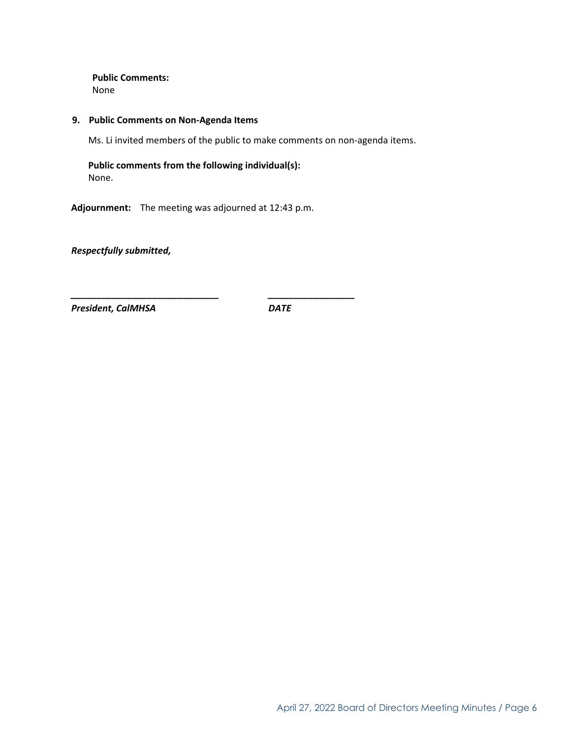**Public Comments:**
None

**9. Public Comments on Non-Agenda Items**

Ms. Li invited members of the public to make comments on non-agenda items.

**Public comments from the following individual(s):**
None.

**Adjournment:** The meeting was adjourned at 12:43 p.m.

***Respectfully submitted,***

_______________________________ __________________

***President, CalMHSA*** ***DATE***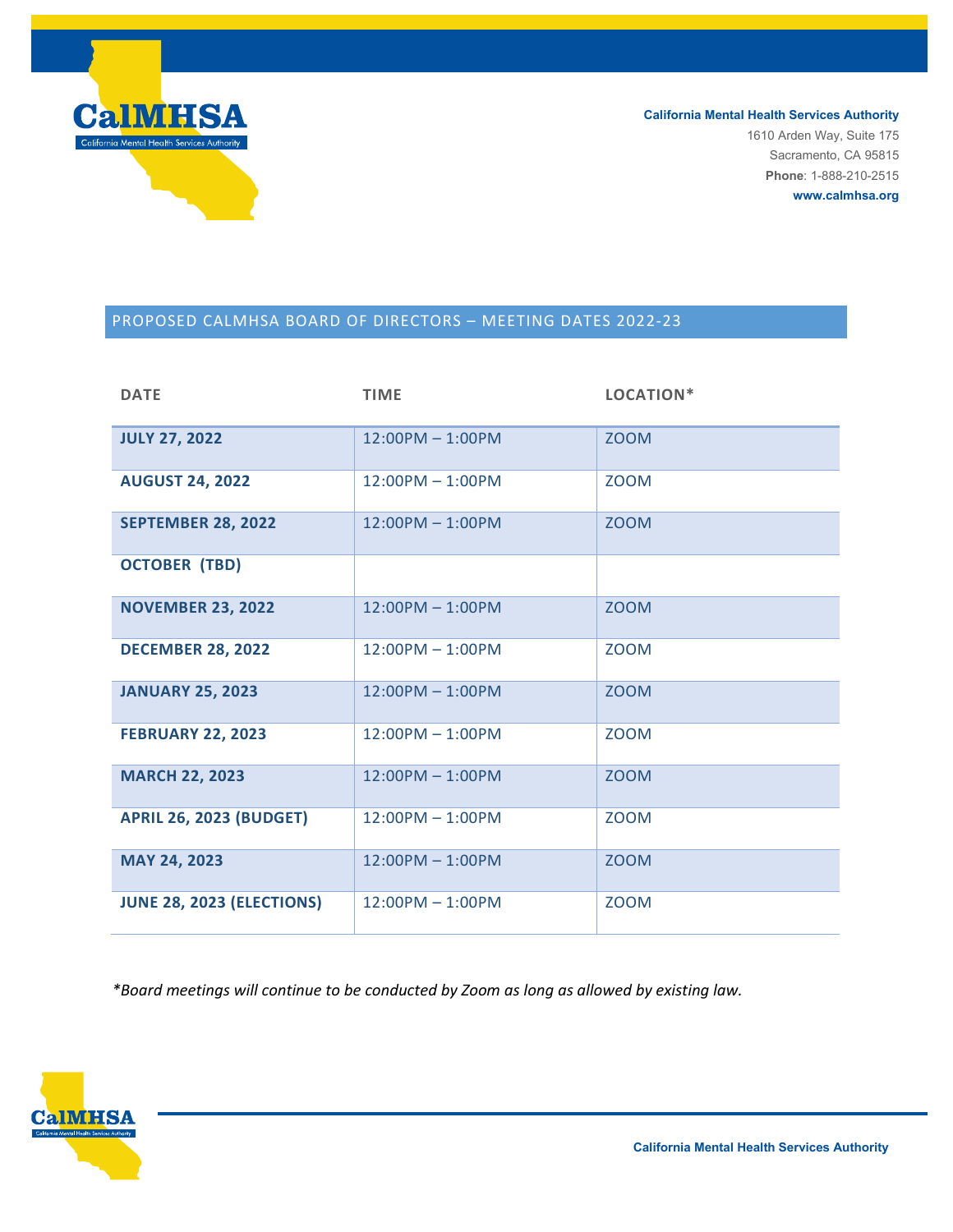**California Mental Health Services Authority**
1610 Arden Way, Suite 175
Sacramento, CA 95815
**Phone**: 1-888-210-2515
**www.calmhsa.org**

## PROPOSED CALMHSA BOARD OF DIRECTORS – MEETING DATES 2022-23

| DATE | TIME | LOCATION* |
|---|---|---|
| **JULY 27, 2022** | 12:00PM – 1:00PM | ZOOM |
| **AUGUST 24, 2022** | 12:00PM – 1:00PM | ZOOM |
| **SEPTEMBER 28, 2022** | 12:00PM – 1:00PM | ZOOM |
| **OCTOBER (TBD)** | | |
| **NOVEMBER 23, 2022** | 12:00PM – 1:00PM | ZOOM |
| **DECEMBER 28, 2022** | 12:00PM – 1:00PM | ZOOM |
| **JANUARY 25, 2023** | 12:00PM – 1:00PM | ZOOM |
| **FEBRUARY 22, 2023** | 12:00PM – 1:00PM | ZOOM |
| **MARCH 22, 2023** | 12:00PM – 1:00PM | ZOOM |
| **APRIL 26, 2023 (BUDGET)** | 12:00PM – 1:00PM | ZOOM |
| **MAY 24, 2023** | 12:00PM – 1:00PM | ZOOM |
| **JUNE 28, 2023 (ELECTIONS)** | 12:00PM – 1:00PM | ZOOM |

*\*Board meetings will continue to be conducted by Zoom as long as allowed by existing law.*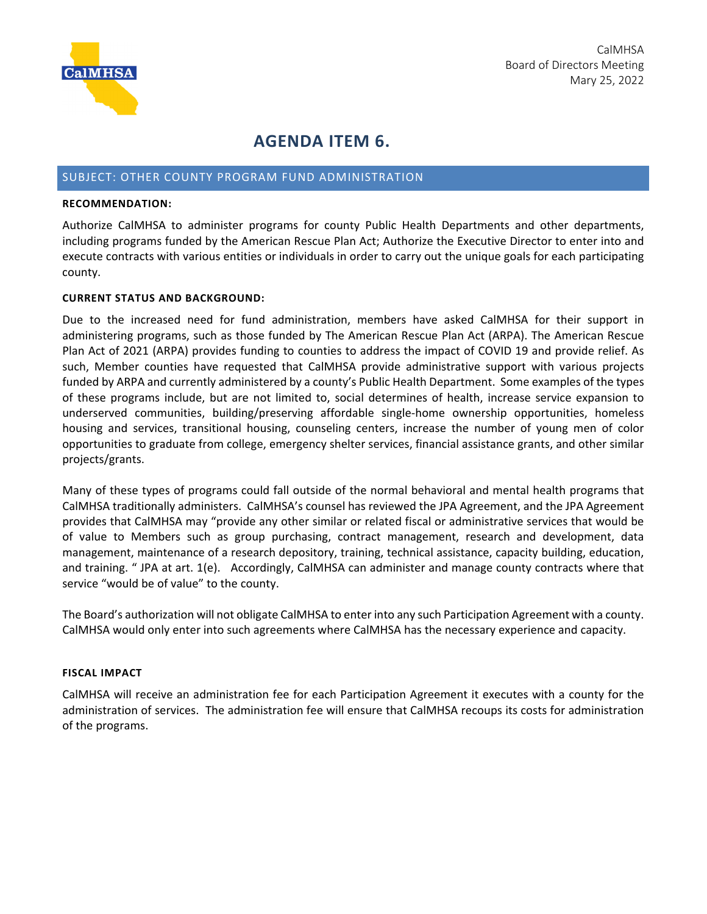CalMHSA
Board of Directors Meeting
Mary 25, 2022

# AGENDA ITEM 6.

## SUBJECT: OTHER COUNTY PROGRAM FUND ADMINISTRATION

**RECOMMENDATION:**

Authorize CalMHSA to administer programs for county Public Health Departments and other departments, including programs funded by the American Rescue Plan Act; Authorize the Executive Director to enter into and execute contracts with various entities or individuals in order to carry out the unique goals for each participating county.

**CURRENT STATUS AND BACKGROUND:**

Due to the increased need for fund administration, members have asked CalMHSA for their support in administering programs, such as those funded by The American Rescue Plan Act (ARPA). The American Rescue Plan Act of 2021 (ARPA) provides funding to counties to address the impact of COVID 19 and provide relief. As such, Member counties have requested that CalMHSA provide administrative support with various projects funded by ARPA and currently administered by a county's Public Health Department. Some examples of the types of these programs include, but are not limited to, social determines of health, increase service expansion to underserved communities, building/preserving affordable single-home ownership opportunities, homeless housing and services, transitional housing, counseling centers, increase the number of young men of color opportunities to graduate from college, emergency shelter services, financial assistance grants, and other similar projects/grants.

Many of these types of programs could fall outside of the normal behavioral and mental health programs that CalMHSA traditionally administers. CalMHSA's counsel has reviewed the JPA Agreement, and the JPA Agreement provides that CalMHSA may "provide any other similar or related fiscal or administrative services that would be of value to Members such as group purchasing, contract management, research and development, data management, maintenance of a research depository, training, technical assistance, capacity building, education, and training. " JPA at art. 1(e). Accordingly, CalMHSA can administer and manage county contracts where that service "would be of value" to the county.

The Board's authorization will not obligate CalMHSA to enter into any such Participation Agreement with a county. CalMHSA would only enter into such agreements where CalMHSA has the necessary experience and capacity.

**FISCAL IMPACT**

CalMHSA will receive an administration fee for each Participation Agreement it executes with a county for the administration of services. The administration fee will ensure that CalMHSA recoups its costs for administration of the programs.